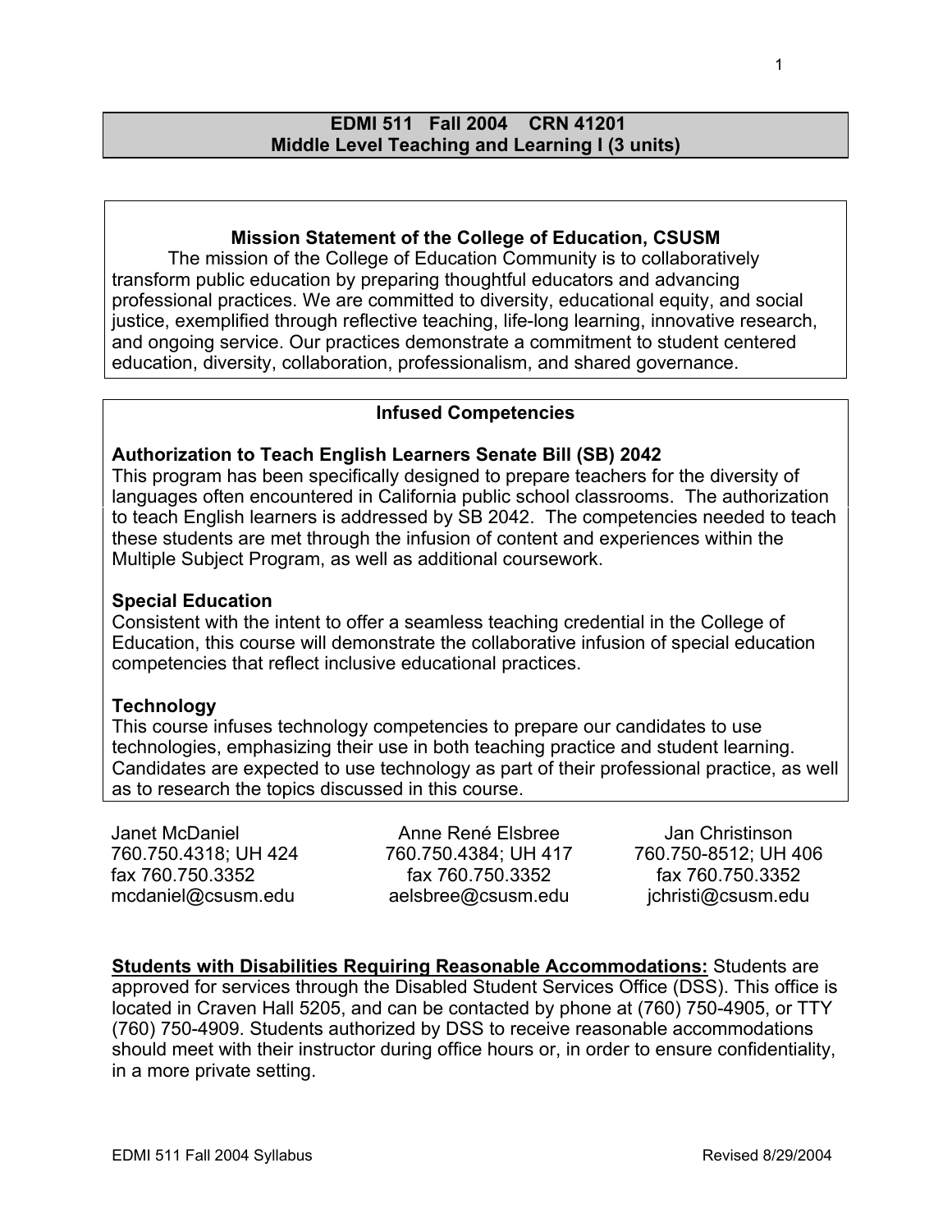# EDMI 511 Fall 2004 CRN 41201
## Middle Level Teaching and Learning I (3 units)

### Mission Statement of the College of Education, CSUSM

The mission of the College of Education Community is to collaboratively transform public education by preparing thoughtful educators and advancing professional practices. We are committed to diversity, educational equity, and social justice, exemplified through reflective teaching, life-long learning, innovative research, and ongoing service. Our practices demonstrate a commitment to student centered education, diversity, collaboration, professionalism, and shared governance.

### Infused Competencies

**Authorization to Teach English Learners Senate Bill (SB) 2042**

This program has been specifically designed to prepare teachers for the diversity of languages often encountered in California public school classrooms. The authorization to teach English learners is addressed by SB 2042. The competencies needed to teach these students are met through the infusion of content and experiences within the Multiple Subject Program, as well as additional coursework.

**Special Education**

Consistent with the intent to offer a seamless teaching credential in the College of Education, this course will demonstrate the collaborative infusion of special education competencies that reflect inclusive educational practices.

**Technology**

This course infuses technology competencies to prepare our candidates to use technologies, emphasizing their use in both teaching practice and student learning. Candidates are expected to use technology as part of their professional practice, as well as to research the topics discussed in this course.

Janet McDaniel
760.750.4318; UH 424
fax 760.750.3352
mcdaniel@csusm.edu

Anne René Elsbree
760.750.4384; UH 417
fax 760.750.3352
aelsbree@csusm.edu

Jan Christinson
760.750-8512; UH 406
fax 760.750.3352
jchristi@csusm.edu

**Students with Disabilities Requiring Reasonable Accommodations:** Students are approved for services through the Disabled Student Services Office (DSS). This office is located in Craven Hall 5205, and can be contacted by phone at (760) 750-4905, or TTY (760) 750-4909. Students authorized by DSS to receive reasonable accommodations should meet with their instructor during office hours or, in order to ensure confidentiality, in a more private setting.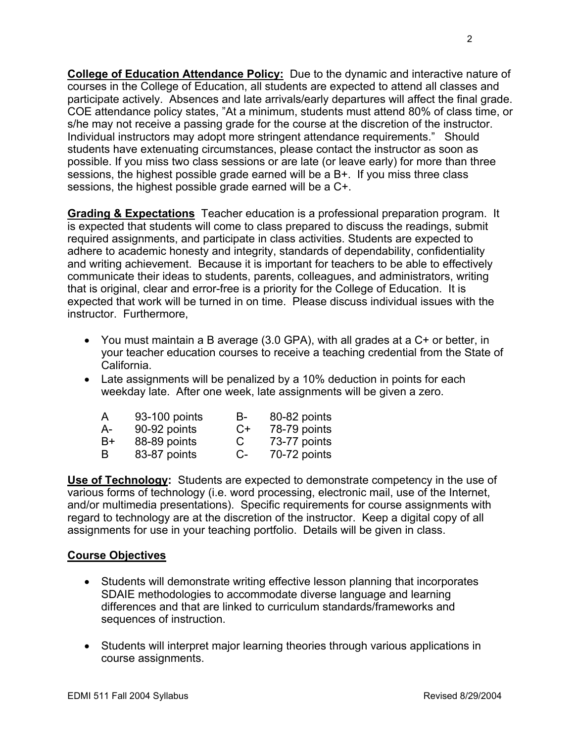**College of Education Attendance Policy:** Due to the dynamic and interactive nature of courses in the College of Education, all students are expected to attend all classes and participate actively. Absences and late arrivals/early departures will affect the final grade. COE attendance policy states, "At a minimum, students must attend 80% of class time, or s/he may not receive a passing grade for the course at the discretion of the instructor. Individual instructors may adopt more stringent attendance requirements." Should students have extenuating circumstances, please contact the instructor as soon as possible. If you miss two class sessions or are late (or leave early) for more than three sessions, the highest possible grade earned will be a B+. If you miss three class sessions, the highest possible grade earned will be a C+.

**Grading & Expectations** Teacher education is a professional preparation program. It is expected that students will come to class prepared to discuss the readings, submit required assignments, and participate in class activities. Students are expected to adhere to academic honesty and integrity, standards of dependability, confidentiality and writing achievement. Because it is important for teachers to be able to effectively communicate their ideas to students, parents, colleagues, and administrators, writing that is original, clear and error-free is a priority for the College of Education. It is expected that work will be turned in on time. Please discuss individual issues with the instructor. Furthermore,

- You must maintain a B average (3.0 GPA), with all grades at a C+ or better, in your teacher education courses to receive a teaching credential from the State of California.
- Late assignments will be penalized by a 10% deduction in points for each weekday late. After one week, late assignments will be given a zero.

| | | | |
|---|---|---|---|
| A | 93-100 points | B- | 80-82 points |
| A- | 90-92 points | C+ | 78-79 points |
| B+ | 88-89 points | C | 73-77 points |
| B | 83-87 points | C- | 70-72 points |

**Use of Technology:** Students are expected to demonstrate competency in the use of various forms of technology (i.e. word processing, electronic mail, use of the Internet, and/or multimedia presentations). Specific requirements for course assignments with regard to technology are at the discretion of the instructor. Keep a digital copy of all assignments for use in your teaching portfolio. Details will be given in class.

**Course Objectives**

- Students will demonstrate writing effective lesson planning that incorporates SDAIE methodologies to accommodate diverse language and learning differences and that are linked to curriculum standards/frameworks and sequences of instruction.

- Students will interpret major learning theories through various applications in course assignments.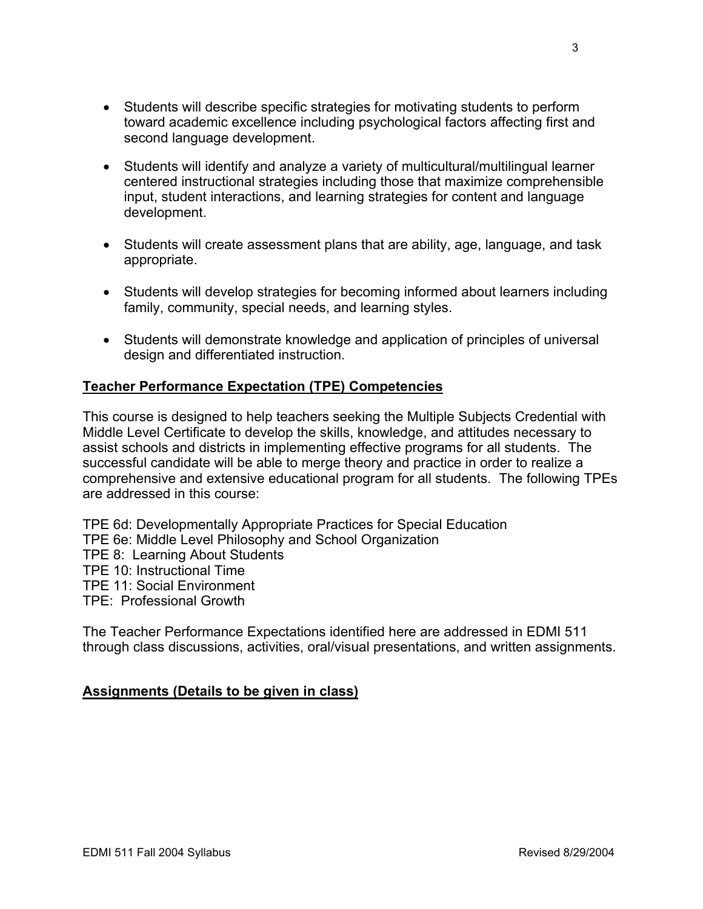- Students will describe specific strategies for motivating students to perform toward academic excellence including psychological factors affecting first and second language development.

- Students will identify and analyze a variety of multicultural/multilingual learner centered instructional strategies including those that maximize comprehensible input, student interactions, and learning strategies for content and language development.

- Students will create assessment plans that are ability, age, language, and task appropriate.

- Students will develop strategies for becoming informed about learners including family, community, special needs, and learning styles.

- Students will demonstrate knowledge and application of principles of universal design and differentiated instruction.

## **Teacher Performance Expectation (TPE) Competencies**

This course is designed to help teachers seeking the Multiple Subjects Credential with Middle Level Certificate to develop the skills, knowledge, and attitudes necessary to assist schools and districts in implementing effective programs for all students. The successful candidate will be able to merge theory and practice in order to realize a comprehensive and extensive educational program for all students. The following TPEs are addressed in this course:

TPE 6d: Developmentally Appropriate Practices for Special Education
TPE 6e: Middle Level Philosophy and School Organization
TPE 8: Learning About Students
TPE 10: Instructional Time
TPE 11: Social Environment
TPE: Professional Growth

The Teacher Performance Expectations identified here are addressed in EDMI 511 through class discussions, activities, oral/visual presentations, and written assignments.

## **Assignments (Details to be given in class)**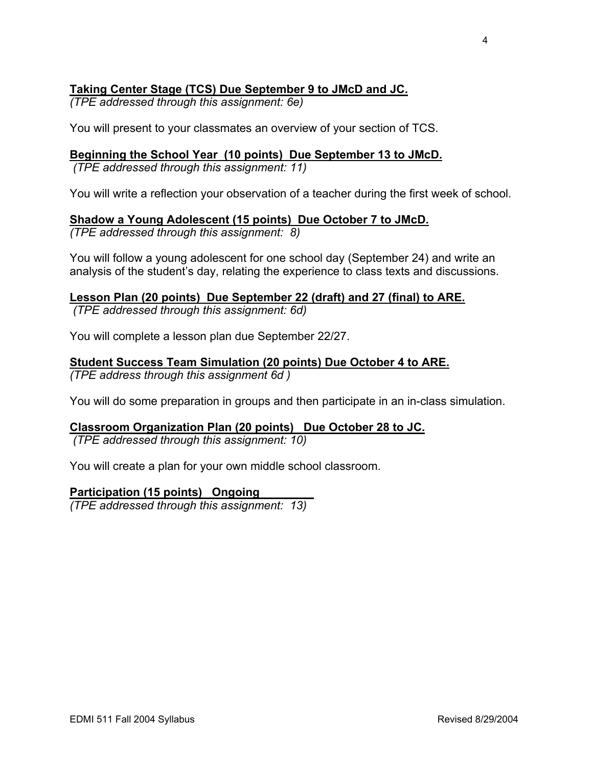**Taking Center Stage (TCS) Due September 9 to JMcD and JC.**
*(TPE addressed through this assignment: 6e)*

You will present to your classmates an overview of your section of TCS.

**Beginning the School Year (10 points) Due September 13 to JMcD.**
*(TPE addressed through this assignment: 11)*

You will write a reflection your observation of a teacher during the first week of school.

**Shadow a Young Adolescent (15 points) Due October 7 to JMcD.**
*(TPE addressed through this assignment: 8)*

You will follow a young adolescent for one school day (September 24) and write an analysis of the student's day, relating the experience to class texts and discussions.

**Lesson Plan (20 points) Due September 22 (draft) and 27 (final) to ARE.**
*(TPE addressed through this assignment: 6d)*

You will complete a lesson plan due September 22/27.

**Student Success Team Simulation (20 points) Due October 4 to ARE.**
*(TPE address through this assignment 6d )*

You will do some preparation in groups and then participate in an in-class simulation.

**Classroom Organization Plan (20 points) Due October 28 to JC.**
*(TPE addressed through this assignment: 10)*

You will create a plan for your own middle school classroom.

**Participation (15 points) Ongoing**
*(TPE addressed through this assignment: 13)*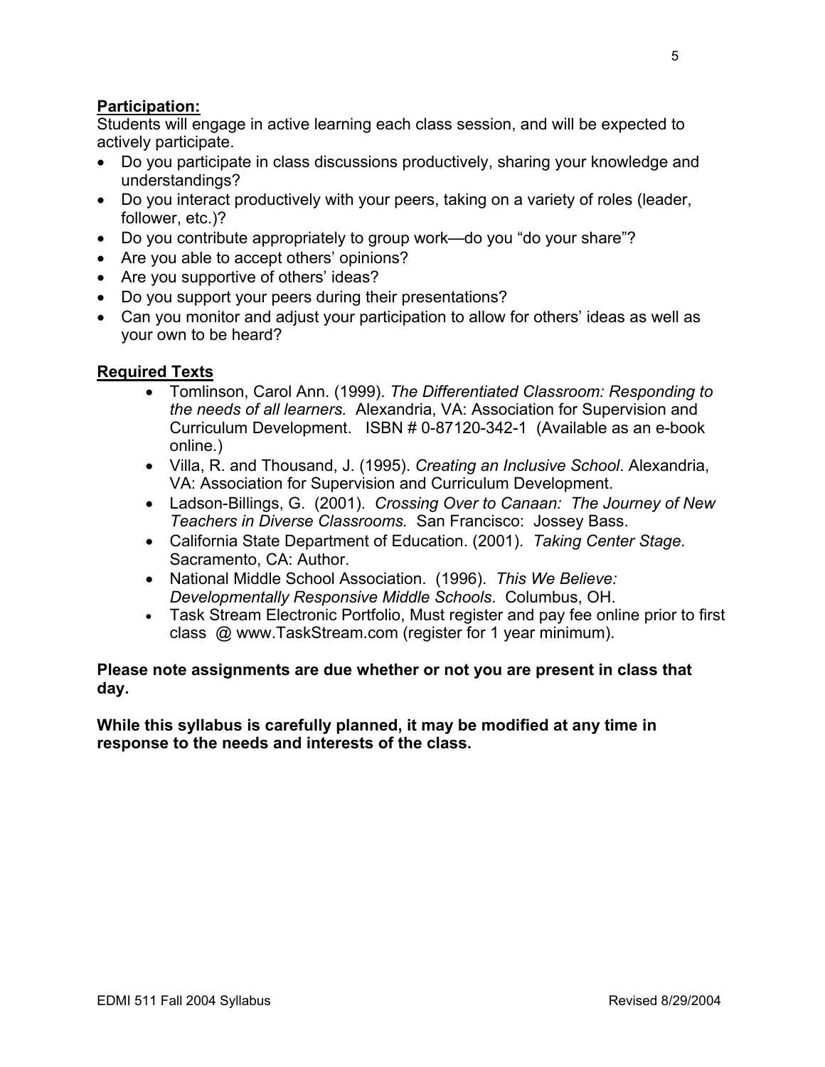**<u>Participation:</u>**

Students will engage in active learning each class session, and will be expected to actively participate.

- Do you participate in class discussions productively, sharing your knowledge and understandings?
- Do you interact productively with your peers, taking on a variety of roles (leader, follower, etc.)?
- Do you contribute appropriately to group work—do you "do your share"?
- Are you able to accept others' opinions?
- Are you supportive of others' ideas?
- Do you support your peers during their presentations?
- Can you monitor and adjust your participation to allow for others' ideas as well as your own to be heard?

**<u>Required Texts</u>**

- Tomlinson, Carol Ann. (1999). *The Differentiated Classroom: Responding to the needs of all learners.* Alexandria, VA: Association for Supervision and Curriculum Development. ISBN # 0-87120-342-1 (Available as an e-book online.)
- Villa, R. and Thousand, J. (1995). *Creating an Inclusive School*. Alexandria, VA: Association for Supervision and Curriculum Development.
- Ladson-Billings, G. (2001). *Crossing Over to Canaan: The Journey of New Teachers in Diverse Classrooms.* San Francisco: Jossey Bass.
- California State Department of Education. (2001). *Taking Center Stage.* Sacramento, CA: Author.
- National Middle School Association. (1996). *This We Believe: Developmentally Responsive Middle Schools*. Columbus, OH.
- Task Stream Electronic Portfolio, Must register and pay fee online prior to first class @ www.TaskStream.com (register for 1 year minimum).

**Please note assignments are due whether or not you are present in class that day.**

**While this syllabus is carefully planned, it may be modified at any time in response to the needs and interests of the class.**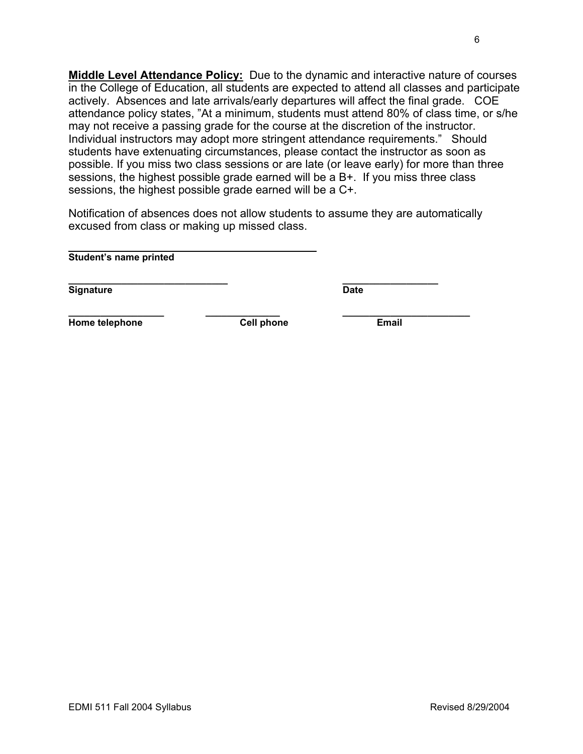**<u>Middle Level Attendance Policy:</u>** Due to the dynamic and interactive nature of courses in the College of Education, all students are expected to attend all classes and participate actively. Absences and late arrivals/early departures will affect the final grade. COE attendance policy states, "At a minimum, students must attend 80% of class time, or s/he may not receive a passing grade for the course at the discretion of the instructor. Individual instructors may adopt more stringent attendance requirements." Should students have extenuating circumstances, please contact the instructor as soon as possible. If you miss two class sessions or are late (or leave early) for more than three sessions, the highest possible grade earned will be a B+. If you miss three class sessions, the highest possible grade earned will be a C+.

Notification of absences does not allow students to assume they are automatically excused from class or making up missed class.

______________________________________________
**Student's name printed**

_____________________________ &nbsp;&nbsp;&nbsp;&nbsp;&nbsp;&nbsp;&nbsp;&nbsp;&nbsp;&nbsp;&nbsp;&nbsp; _________________
**Signature** &nbsp;&nbsp;&nbsp;&nbsp;&nbsp;&nbsp;&nbsp;&nbsp;&nbsp;&nbsp;&nbsp;&nbsp;&nbsp;&nbsp;&nbsp;&nbsp;&nbsp;&nbsp;&nbsp;&nbsp;&nbsp;&nbsp;&nbsp;&nbsp;&nbsp;&nbsp;&nbsp;&nbsp;&nbsp;&nbsp;&nbsp;&nbsp;&nbsp;&nbsp;&nbsp;&nbsp;&nbsp;&nbsp;&nbsp;&nbsp; **Date**

_________________ &nbsp;&nbsp;&nbsp;&nbsp;&nbsp;&nbsp; ______________ &nbsp;&nbsp;&nbsp;&nbsp;&nbsp;&nbsp; _______________________
**Home telephone** &nbsp;&nbsp;&nbsp;&nbsp;&nbsp;&nbsp;&nbsp;&nbsp;&nbsp;&nbsp;&nbsp;&nbsp; **Cell phone** &nbsp;&nbsp;&nbsp;&nbsp;&nbsp;&nbsp;&nbsp;&nbsp;&nbsp;&nbsp;&nbsp;&nbsp;&nbsp;&nbsp;&nbsp; **Email**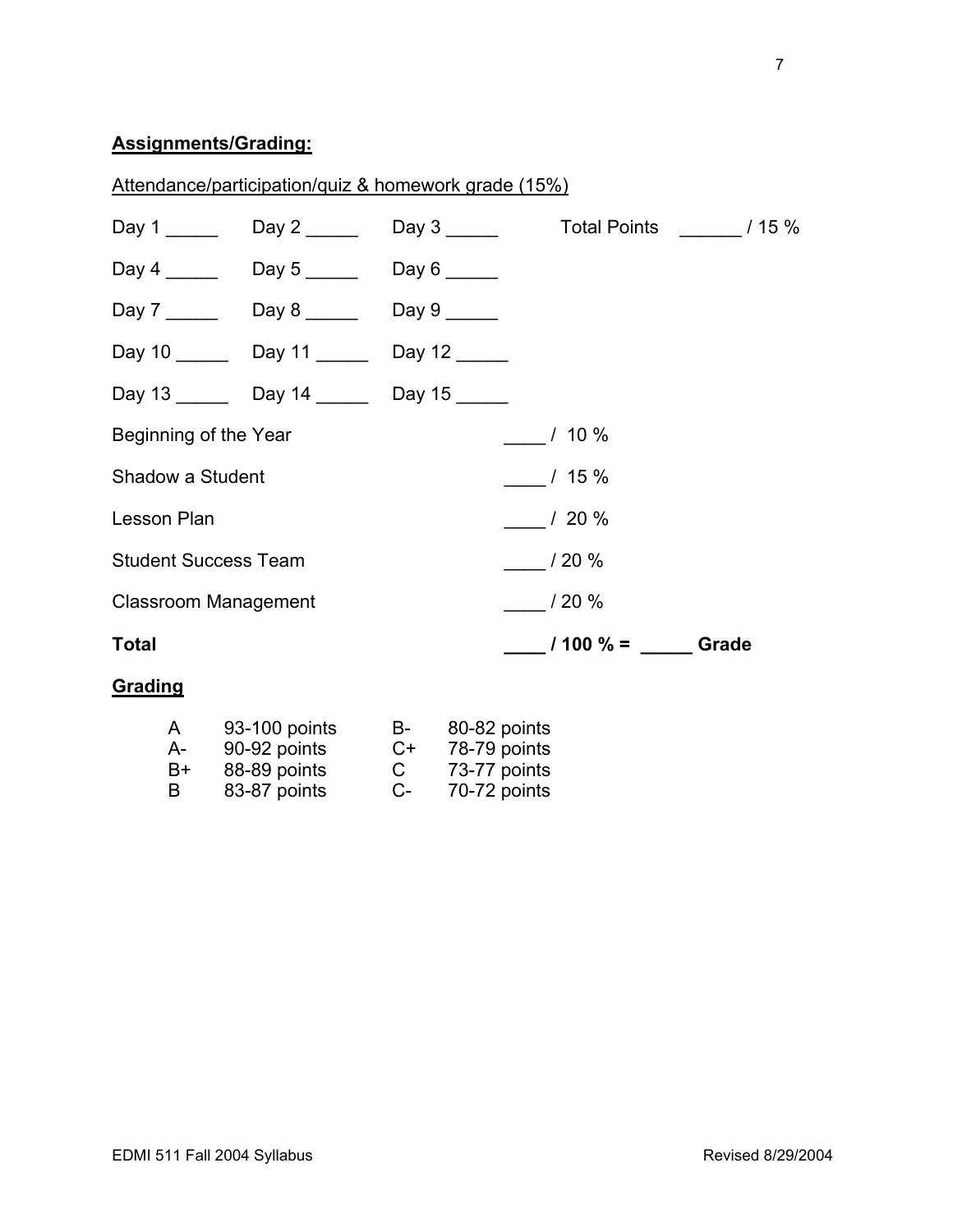## **Assignments/Grading:**

Attendance/participation/quiz & homework grade (15%)

Day 1 _____ Day 2 _____ Day 3 _____ Total Points ______ / 15 %

Day 4 _____ Day 5 _____ Day 6 _____

Day 7 _____ Day 8 _____ Day 9 _____

Day 10 _____ Day 11 _____ Day 12 _____

Day 13 _____ Day 14 _____ Day 15 _____

| | |
|---|---|
| Beginning of the Year | ____ / 10 % |
| Shadow a Student | ____ / 15 % |
| Lesson Plan | ____ / 20 % |
| Student Success Team | ____ / 20 % |
| Classroom Management | ____ / 20 % |
| **Total** | **____ / 100 % = _____ Grade** |

## **Grading**

| | | | |
|---|---|---|---|
| A | 93-100 points | B- | 80-82 points |
| A- | 90-92 points | C+ | 78-79 points |
| B+ | 88-89 points | C | 73-77 points |
| B | 83-87 points | C- | 70-72 points |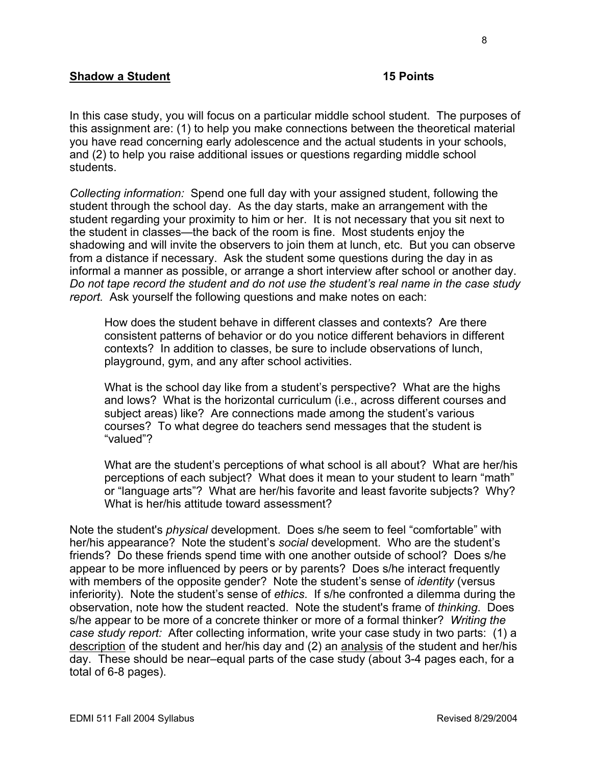**Shadow a Student** **15 Points**

In this case study, you will focus on a particular middle school student. The purposes of this assignment are: (1) to help you make connections between the theoretical material you have read concerning early adolescence and the actual students in your schools, and (2) to help you raise additional issues or questions regarding middle school students.

*Collecting information:* Spend one full day with your assigned student, following the student through the school day. As the day starts, make an arrangement with the student regarding your proximity to him or her. It is not necessary that you sit next to the student in classes—the back of the room is fine. Most students enjoy the shadowing and will invite the observers to join them at lunch, etc. But you can observe from a distance if necessary. Ask the student some questions during the day in as informal a manner as possible, or arrange a short interview after school or another day. *Do not tape record the student and do not use the student's real name in the case study report.* Ask yourself the following questions and make notes on each:

> How does the student behave in different classes and contexts? Are there consistent patterns of behavior or do you notice different behaviors in different contexts? In addition to classes, be sure to include observations of lunch, playground, gym, and any after school activities.
>
> What is the school day like from a student's perspective? What are the highs and lows? What is the horizontal curriculum (i.e., across different courses and subject areas) like? Are connections made among the student's various courses? To what degree do teachers send messages that the student is "valued"?
>
> What are the student's perceptions of what school is all about? What are her/his perceptions of each subject? What does it mean to your student to learn "math" or "language arts"? What are her/his favorite and least favorite subjects? Why? What is her/his attitude toward assessment?

Note the student's *physical* development. Does s/he seem to feel "comfortable" with her/his appearance? Note the student's *social* development. Who are the student's friends? Do these friends spend time with one another outside of school? Does s/he appear to be more influenced by peers or by parents? Does s/he interact frequently with members of the opposite gender? Note the student's sense of *identity* (versus inferiority). Note the student's sense of *ethics*. If s/he confronted a dilemma during the observation, note how the student reacted. Note the student's frame of *thinking*. Does s/he appear to be more of a concrete thinker or more of a formal thinker? *Writing the case study report:* After collecting information, write your case study in two parts: (1) a <u>description</u> of the student and her/his day and (2) an <u>analysis</u> of the student and her/his day. These should be near–equal parts of the case study (about 3-4 pages each, for a total of 6-8 pages).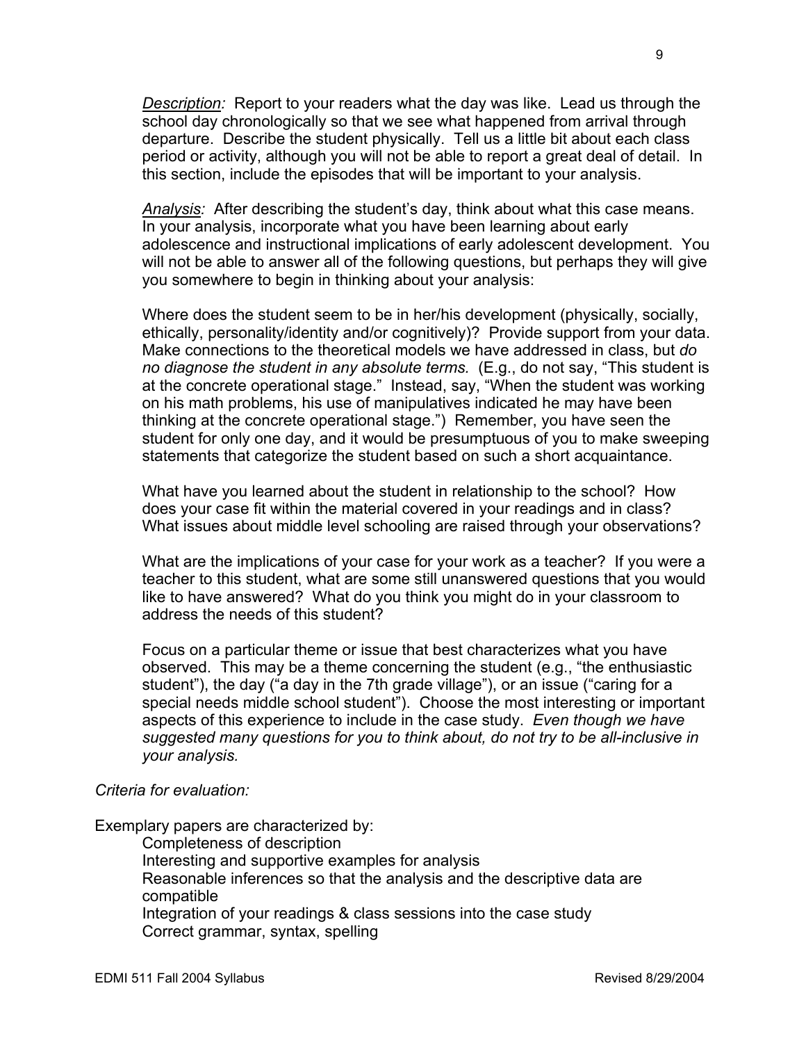*Description:* Report to your readers what the day was like. Lead us through the school day chronologically so that we see what happened from arrival through departure. Describe the student physically. Tell us a little bit about each class period or activity, although you will not be able to report a great deal of detail. In this section, include the episodes that will be important to your analysis.

*Analysis:* After describing the student's day, think about what this case means. In your analysis, incorporate what you have been learning about early adolescence and instructional implications of early adolescent development. You will not be able to answer all of the following questions, but perhaps they will give you somewhere to begin in thinking about your analysis:

Where does the student seem to be in her/his development (physically, socially, ethically, personality/identity and/or cognitively)? Provide support from your data. Make connections to the theoretical models we have addressed in class, but *do no diagnose the student in any absolute terms.* (E.g., do not say, "This student is at the concrete operational stage." Instead, say, "When the student was working on his math problems, his use of manipulatives indicated he may have been thinking at the concrete operational stage.") Remember, you have seen the student for only one day, and it would be presumptuous of you to make sweeping statements that categorize the student based on such a short acquaintance.

What have you learned about the student in relationship to the school? How does your case fit within the material covered in your readings and in class? What issues about middle level schooling are raised through your observations?

What are the implications of your case for your work as a teacher? If you were a teacher to this student, what are some still unanswered questions that you would like to have answered? What do you think you might do in your classroom to address the needs of this student?

Focus on a particular theme or issue that best characterizes what you have observed. This may be a theme concerning the student (e.g., "the enthusiastic student"), the day ("a day in the 7th grade village"), or an issue ("caring for a special needs middle school student"). Choose the most interesting or important aspects of this experience to include in the case study. *Even though we have suggested many questions for you to think about, do not try to be all-inclusive in your analysis.*

*Criteria for evaluation:*

Exemplary papers are characterized by:

- Completeness of description
- Interesting and supportive examples for analysis
- Reasonable inferences so that the analysis and the descriptive data are compatible
- Integration of your readings & class sessions into the case study
- Correct grammar, syntax, spelling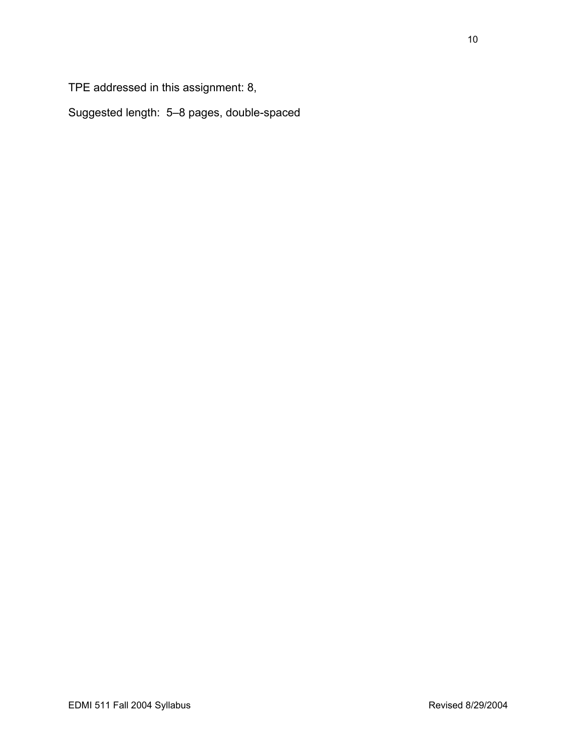TPE addressed in this assignment: 8,

Suggested length: 5–8 pages, double-spaced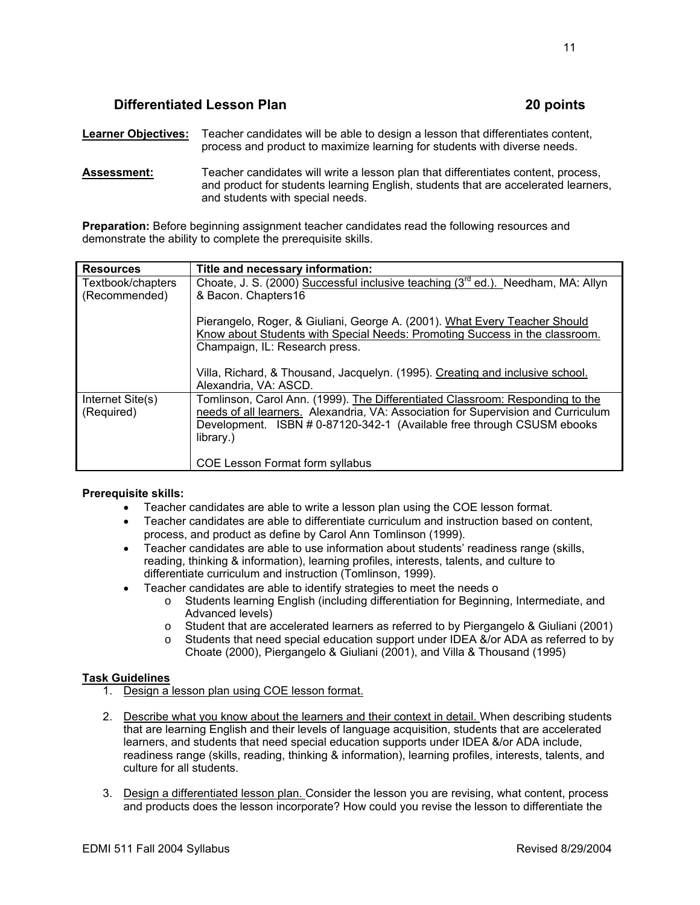## Differentiated Lesson Plan 20 points

**Learner Objectives:** Teacher candidates will be able to design a lesson that differentiates content, process and product to maximize learning for students with diverse needs.

**Assessment:** Teacher candidates will write a lesson plan that differentiates content, process, and product for students learning English, students that are accelerated learners, and students with special needs.

**Preparation:** Before beginning assignment teacher candidates read the following resources and demonstrate the ability to complete the prerequisite skills.

| Resources | Title and necessary information: |
|---|---|
| Textbook/chapters (Recommended) | Choate, J. S. (2000) Successful inclusive teaching (3rd ed.). Needham, MA: Allyn & Bacon. Chapters16<br><br>Pierangelo, Roger, & Giuliani, George A. (2001). What Every Teacher Should Know about Students with Special Needs: Promoting Success in the classroom. Champaign, IL: Research press.<br><br>Villa, Richard, & Thousand, Jacquelyn. (1995). Creating and inclusive school. Alexandria, VA: ASCD. |
| Internet Site(s) (Required) | Tomlinson, Carol Ann. (1999). The Differentiated Classroom: Responding to the needs of all learners. Alexandria, VA: Association for Supervision and Curriculum Development. ISBN # 0-87120-342-1 (Available free through CSUSM ebooks library.)<br><br>COE Lesson Format form syllabus |

**Prerequisite skills:**

- Teacher candidates are able to write a lesson plan using the COE lesson format.
- Teacher candidates are able to differentiate curriculum and instruction based on content, process, and product as define by Carol Ann Tomlinson (1999).
- Teacher candidates are able to use information about students' readiness range (skills, reading, thinking & information), learning profiles, interests, talents, and culture to differentiate curriculum and instruction (Tomlinson, 1999).
- Teacher candidates are able to identify strategies to meet the needs o
  - Students learning English (including differentiation for Beginning, Intermediate, and Advanced levels)
  - Student that are accelerated learners as referred to by Piergangelo & Giuliani (2001)
  - Students that need special education support under IDEA &/or ADA as referred to by Choate (2000), Piergangelo & Giuliani (2001), and Villa & Thousand (1995)

**Task Guidelines**

1. Design a lesson plan using COE lesson format.
2. Describe what you know about the learners and their context in detail. When describing students that are learning English and their levels of language acquisition, students that are accelerated learners, and students that need special education supports under IDEA &/or ADA include, readiness range (skills, reading, thinking & information), learning profiles, interests, talents, and culture for all students.
3. Design a differentiated lesson plan. Consider the lesson you are revising, what content, process and products does the lesson incorporate? How could you revise the lesson to differentiate the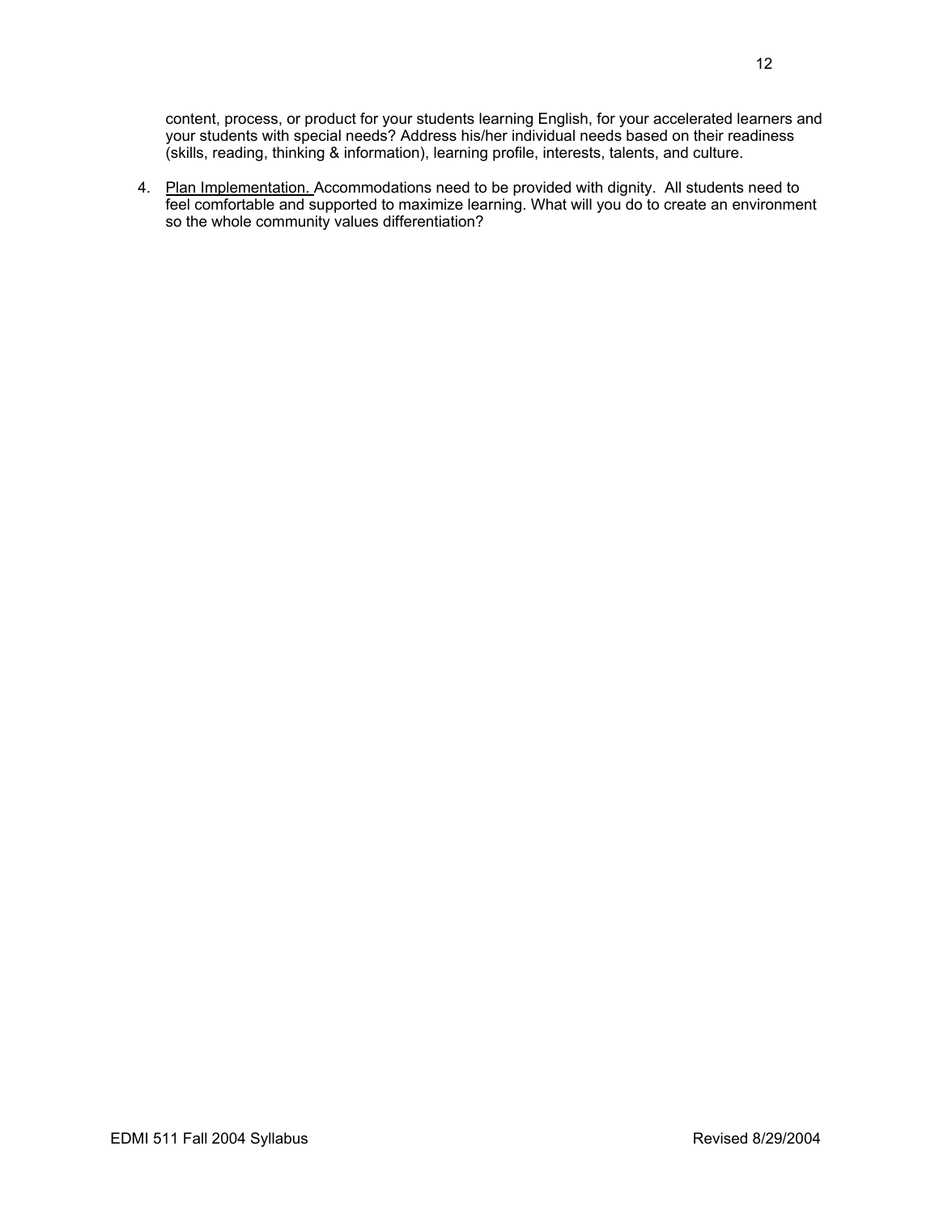content, process, or product for your students learning English, for your accelerated learners and your students with special needs? Address his/her individual needs based on their readiness (skills, reading, thinking & information), learning profile, interests, talents, and culture.

4. <u>Plan Implementation.</u> Accommodations need to be provided with dignity. All students need to feel comfortable and supported to maximize learning. What will you do to create an environment so the whole community values differentiation?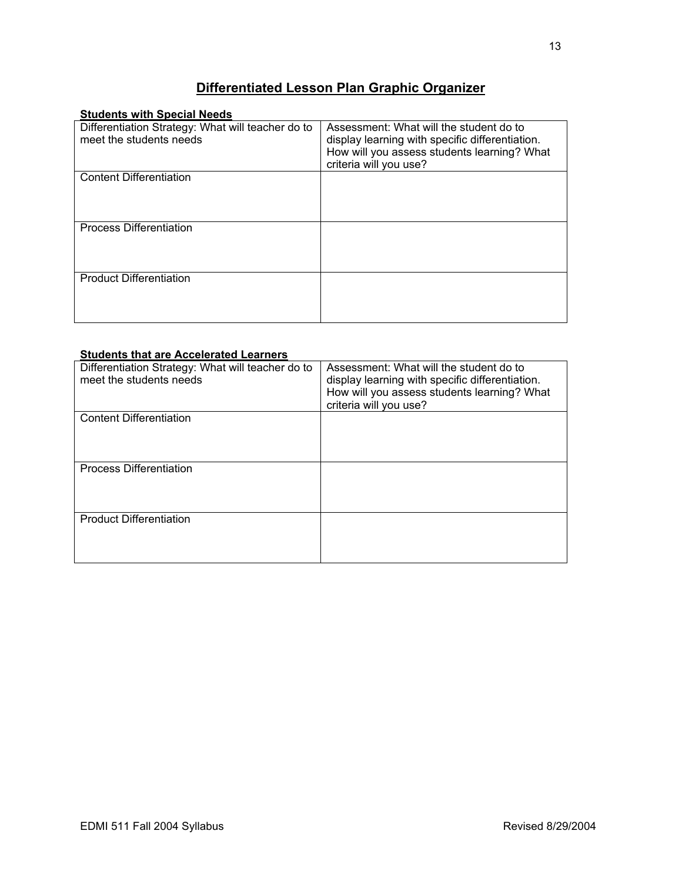# Differentiated Lesson Plan Graphic Organizer

**Students with Special Needs**

| Differentiation Strategy: What will teacher do to meet the students needs | Assessment: What will the student do to display learning with specific differentiation. How will you assess students learning? What criteria will you use? |
|---|---|
| Content Differentiation | |
| Process Differentiation | |
| Product Differentiation | |

**Students that are Accelerated Learners**

| Differentiation Strategy: What will teacher do to meet the students needs | Assessment: What will the student do to display learning with specific differentiation. How will you assess students learning? What criteria will you use? |
|---|---|
| Content Differentiation | |
| Process Differentiation | |
| Product Differentiation | |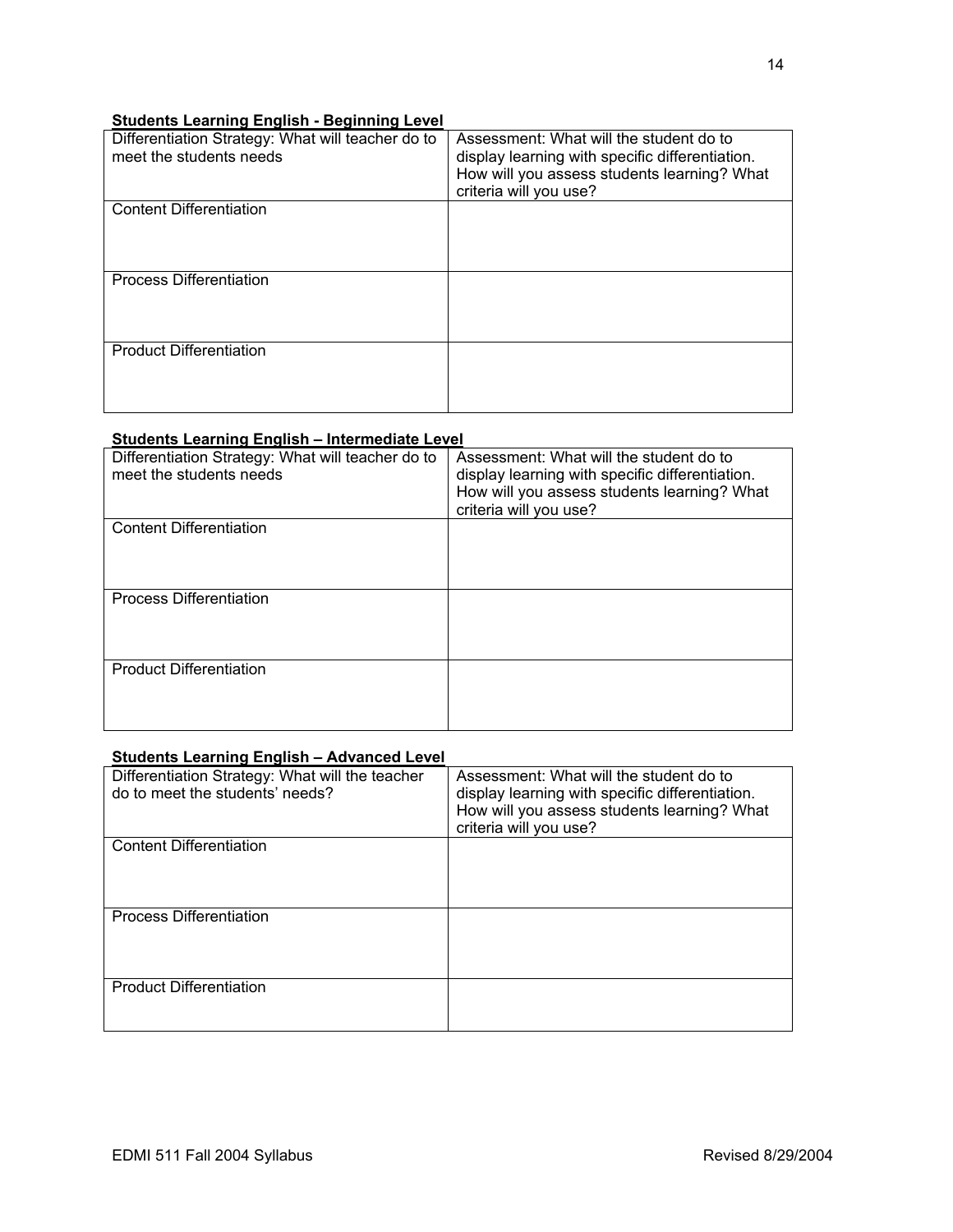**Students Learning English - Beginning Level**

| Differentiation Strategy: What will teacher do to meet the students needs | Assessment: What will the student do to display learning with specific differentiation. How will you assess students learning? What criteria will you use? |
|---|---|
| Content Differentiation | |
| Process Differentiation | |
| Product Differentiation | |

**Students Learning English – Intermediate Level**

| Differentiation Strategy: What will teacher do to meet the students needs | Assessment: What will the student do to display learning with specific differentiation. How will you assess students learning? What criteria will you use? |
|---|---|
| Content Differentiation | |
| Process Differentiation | |
| Product Differentiation | |

**Students Learning English – Advanced Level**

| Differentiation Strategy: What will the teacher do to meet the students' needs? | Assessment: What will the student do to display learning with specific differentiation. How will you assess students learning? What criteria will you use? |
|---|---|
| Content Differentiation | |
| Process Differentiation | |
| Product Differentiation | |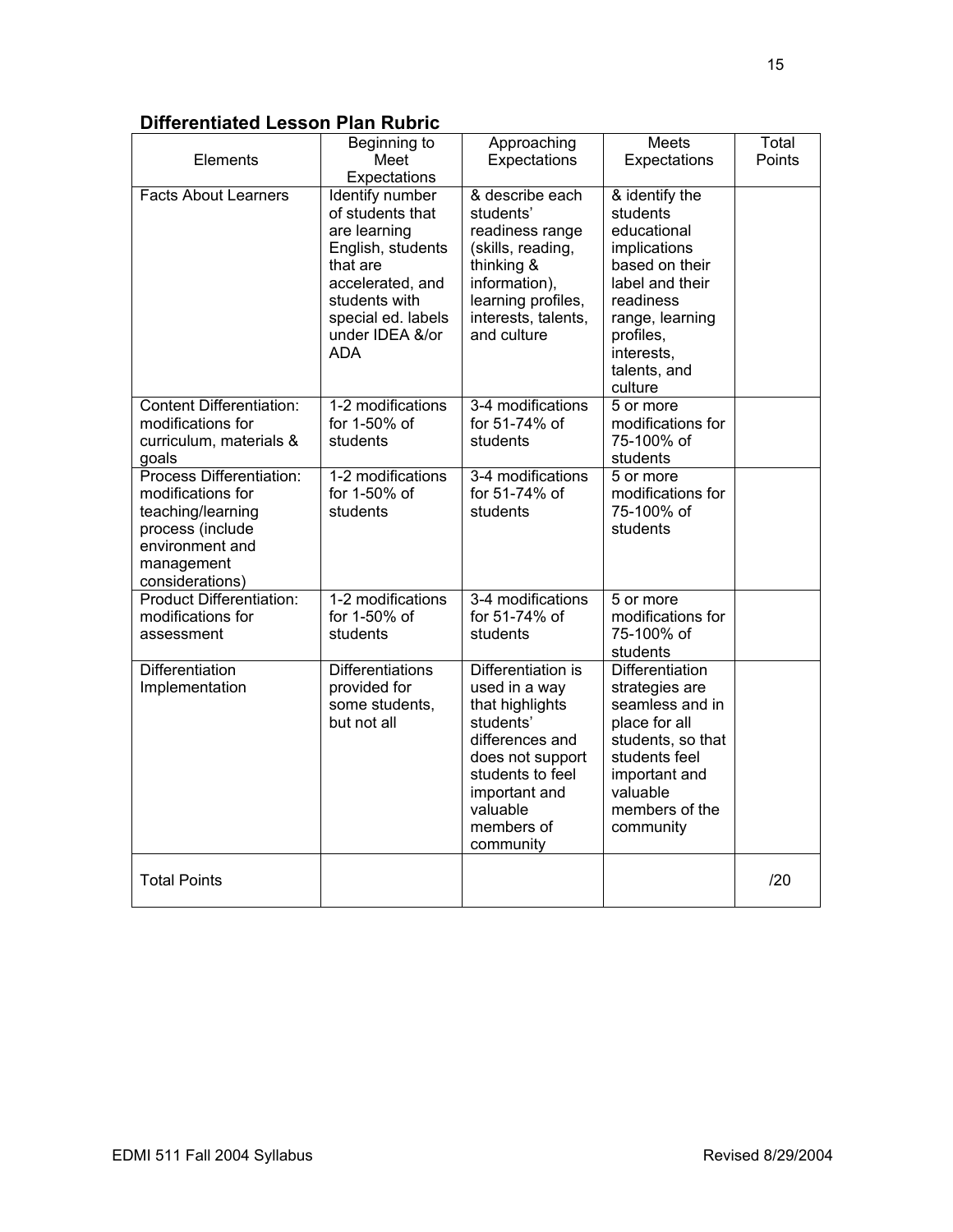**Differentiated Lesson Plan Rubric**

| Elements | Beginning to Meet Expectations | Approaching Expectations | Meets Expectations | Total Points |
| --- | --- | --- | --- | --- |
| Facts About Learners | Identify number of students that are learning English, students that are accelerated, and students with special ed. labels under IDEA &/or ADA | & describe each students' readiness range (skills, reading, thinking & information), learning profiles, interests, talents, and culture | & identify the students educational implications based on their label and their readiness range, learning profiles, interests, talents, and culture | |
| Content Differentiation: modifications for curriculum, materials & goals | 1-2 modifications for 1-50% of students | 3-4 modifications for 51-74% of students | 5 or more modifications for 75-100% of students | |
| Process Differentiation: modifications for teaching/learning process (include environment and management considerations) | 1-2 modifications for 1-50% of students | 3-4 modifications for 51-74% of students | 5 or more modifications for 75-100% of students | |
| Product Differentiation: modifications for assessment | 1-2 modifications for 1-50% of students | 3-4 modifications for 51-74% of students | 5 or more modifications for 75-100% of students | |
| Differentiation Implementation | Differentiations provided for some students, but not all | Differentiation is used in a way that highlights students' differences and does not support students to feel important and valuable members of community | Differentiation strategies are seamless and in place for all students, so that students feel important and valuable members of the community | |
| Total Points | | | | /20 |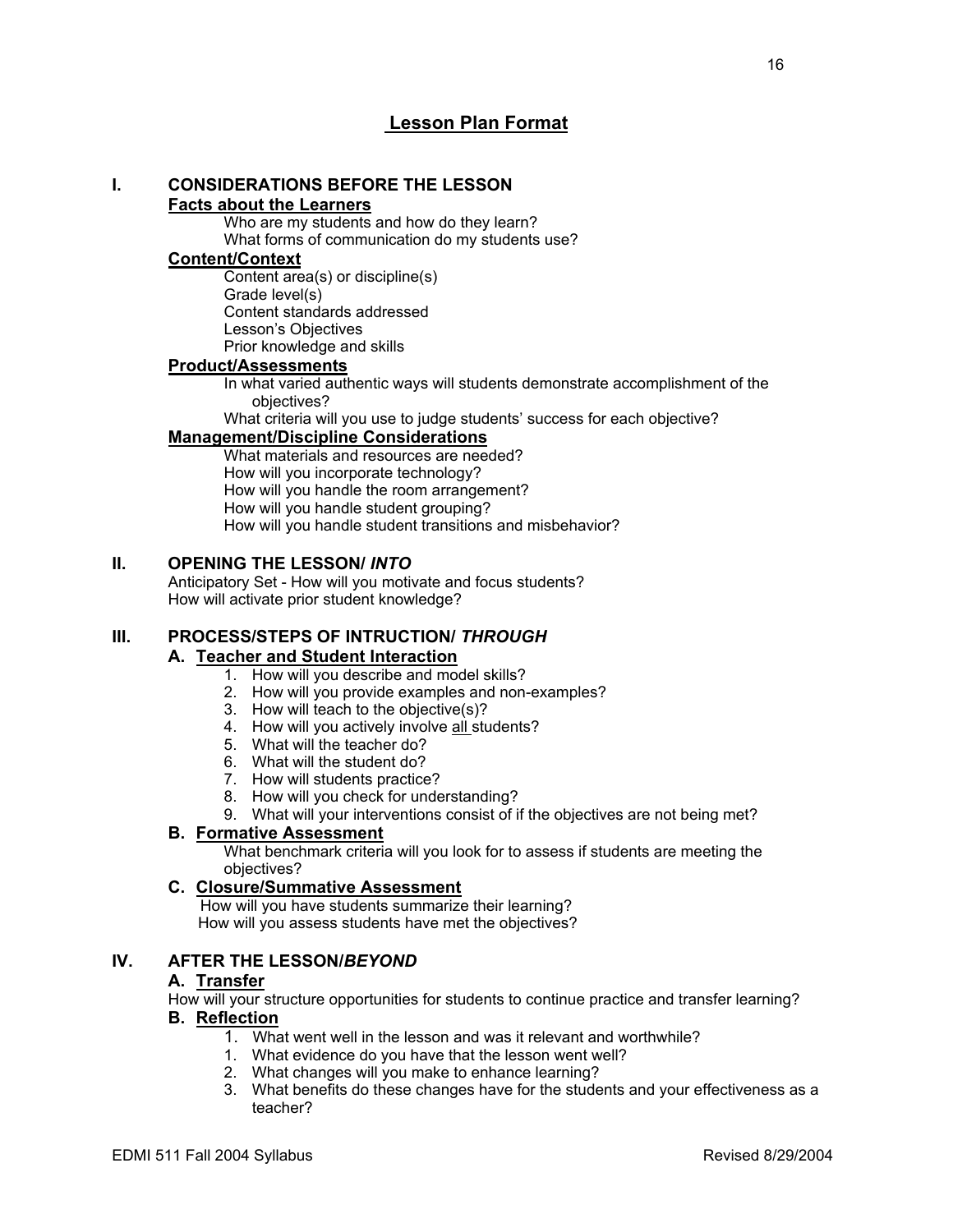# Lesson Plan Format

## I. CONSIDERATIONS BEFORE THE LESSON

### Facts about the Learners

Who are my students and how do they learn?
What forms of communication do my students use?

### Content/Context

Content area(s) or discipline(s)
Grade level(s)
Content standards addressed
Lesson's Objectives
Prior knowledge and skills

### Product/Assessments

In what varied authentic ways will students demonstrate accomplishment of the objectives?
What criteria will you use to judge students' success for each objective?

### Management/Discipline Considerations

What materials and resources are needed?
How will you incorporate technology?
How will you handle the room arrangement?
How will you handle student grouping?
How will you handle student transitions and misbehavior?

## II. OPENING THE LESSON/ *INTO*

Anticipatory Set - How will you motivate and focus students?
How will activate prior student knowledge?

## III. PROCESS/STEPS OF INTRUCTION/ *THROUGH*

### A. Teacher and Student Interaction

1. How will you describe and model skills?
2. How will you provide examples and non-examples?
3. How will teach to the objective(s)?
4. How will you actively involve <u>all</u> students?
5. What will the teacher do?
6. What will the student do?
7. How will students practice?
8. How will you check for understanding?
9. What will your interventions consist of if the objectives are not being met?

### B. Formative Assessment

What benchmark criteria will you look for to assess if students are meeting the objectives?

### C. Closure/Summative Assessment

How will you have students summarize their learning?
How will you assess students have met the objectives?

## IV. AFTER THE LESSON/*BEYOND*

### A. Transfer

How will your structure opportunities for students to continue practice and transfer learning?

### B. Reflection

1. What went well in the lesson and was it relevant and worthwhile?
1. What evidence do you have that the lesson went well?
2. What changes will you make to enhance learning?
3. What benefits do these changes have for the students and your effectiveness as a teacher?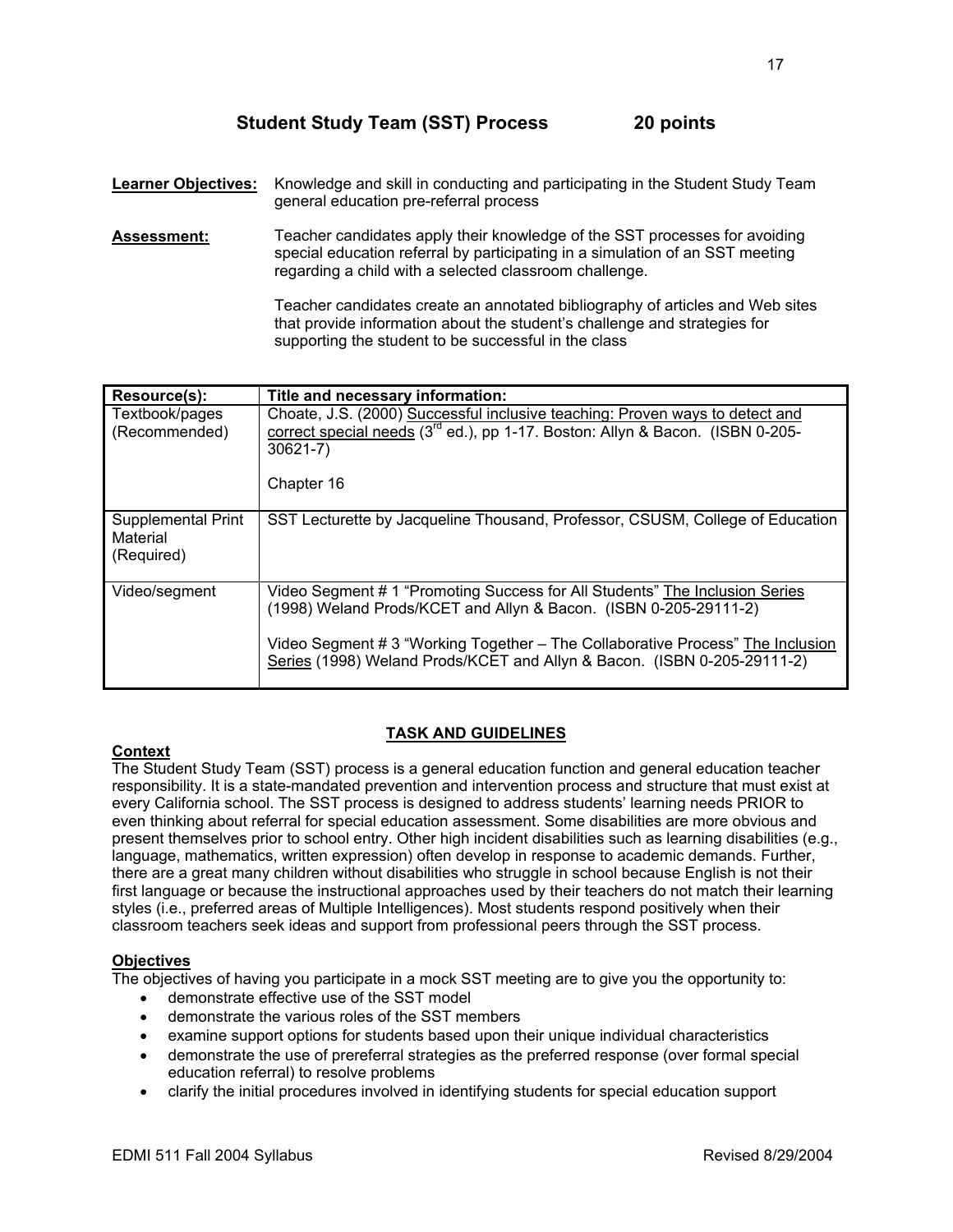## Student Study Team (SST) Process 20 points

**Learner Objectives:** Knowledge and skill in conducting and participating in the Student Study Team general education pre-referral process

**Assessment:** Teacher candidates apply their knowledge of the SST processes for avoiding special education referral by participating in a simulation of an SST meeting regarding a child with a selected classroom challenge.

Teacher candidates create an annotated bibliography of articles and Web sites that provide information about the student's challenge and strategies for supporting the student to be successful in the class

| Resource(s): | Title and necessary information: |
|---|---|
| Textbook/pages (Recommended) | Choate, J.S. (2000) Successful inclusive teaching: Proven ways to detect and correct special needs (3rd ed.), pp 1-17. Boston: Allyn & Bacon. (ISBN 0-205-30621-7)<br><br>Chapter 16 |
| Supplemental Print Material (Required) | SST Lecturette by Jacqueline Thousand, Professor, CSUSM, College of Education |
| Video/segment | Video Segment # 1 "Promoting Success for All Students" The Inclusion Series (1998) Weland Prods/KCET and Allyn & Bacon. (ISBN 0-205-29111-2)<br><br>Video Segment # 3 "Working Together – The Collaborative Process" The Inclusion Series (1998) Weland Prods/KCET and Allyn & Bacon. (ISBN 0-205-29111-2) |

### TASK AND GUIDELINES

**Context**

The Student Study Team (SST) process is a general education function and general education teacher responsibility. It is a state-mandated prevention and intervention process and structure that must exist at every California school. The SST process is designed to address students' learning needs PRIOR to even thinking about referral for special education assessment. Some disabilities are more obvious and present themselves prior to school entry. Other high incident disabilities such as learning disabilities (e.g., language, mathematics, written expression) often develop in response to academic demands. Further, there are a great many children without disabilities who struggle in school because English is not their first language or because the instructional approaches used by their teachers do not match their learning styles (i.e., preferred areas of Multiple Intelligences). Most students respond positively when their classroom teachers seek ideas and support from professional peers through the SST process.

**Objectives**

The objectives of having you participate in a mock SST meeting are to give you the opportunity to:

- demonstrate effective use of the SST model
- demonstrate the various roles of the SST members
- examine support options for students based upon their unique individual characteristics
- demonstrate the use of prereferral strategies as the preferred response (over formal special education referral) to resolve problems
- clarify the initial procedures involved in identifying students for special education support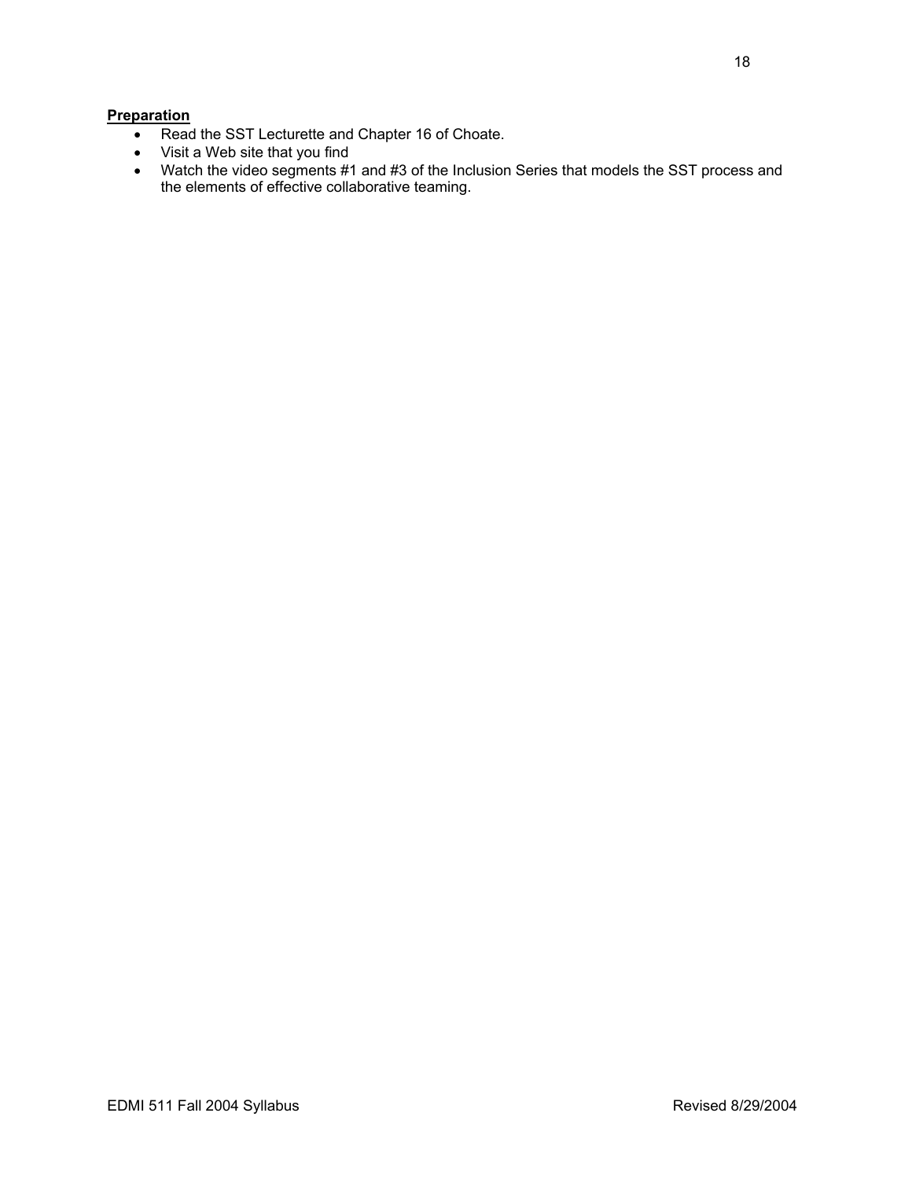**Preparation**

- Read the SST Lecturette and Chapter 16 of Choate.
- Visit a Web site that you find
- Watch the video segments #1 and #3 of the Inclusion Series that models the SST process and the elements of effective collaborative teaming.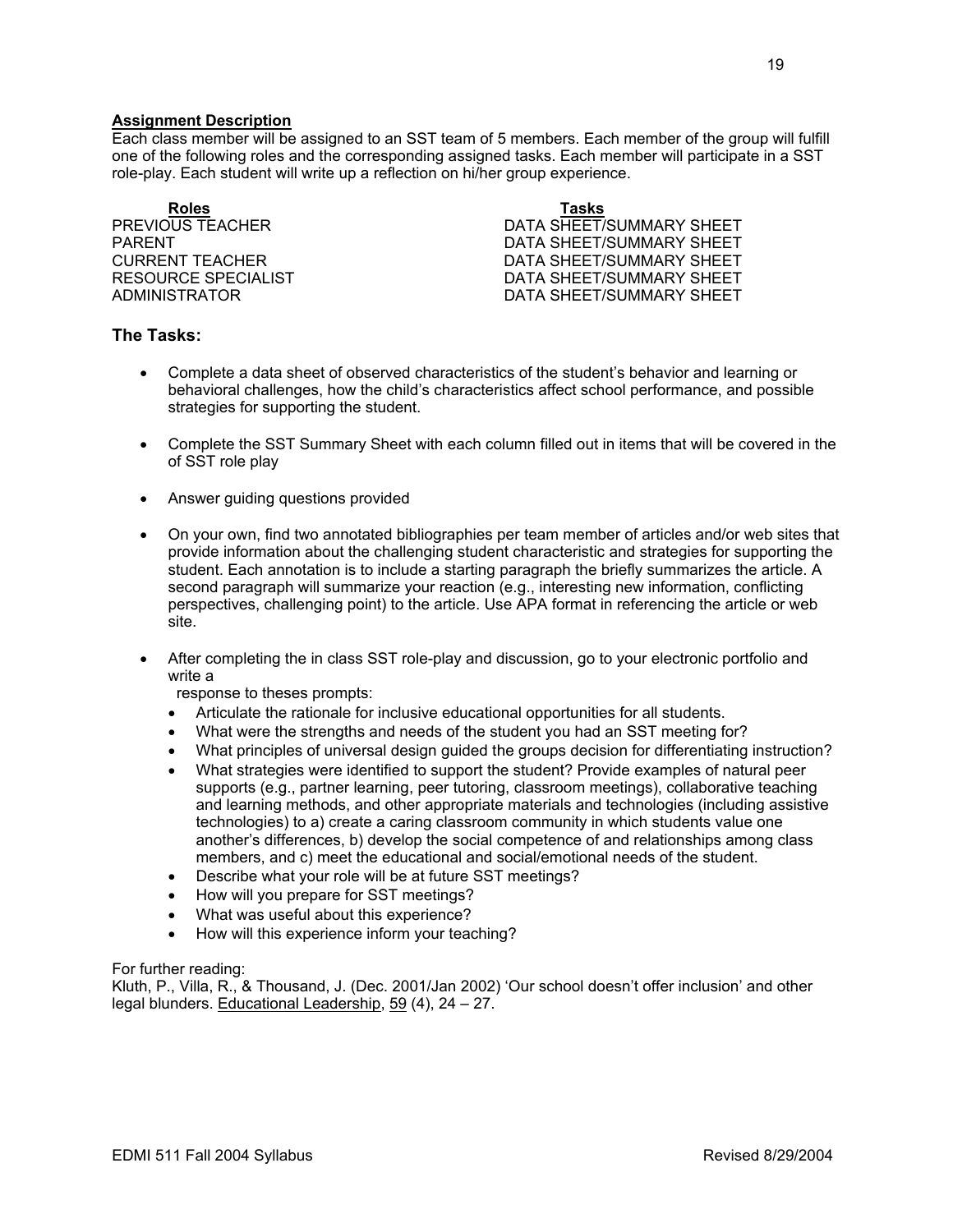**Assignment Description**

Each class member will be assigned to an SST team of 5 members. Each member of the group will fulfill one of the following roles and the corresponding assigned tasks. Each member will participate in a SST role-play. Each student will write up a reflection on hi/her group experience.

| **Roles** | **Tasks** |
|---|---|
| PREVIOUS TEACHER | DATA SHEET/SUMMARY SHEET |
| PARENT | DATA SHEET/SUMMARY SHEET |
| CURRENT TEACHER | DATA SHEET/SUMMARY SHEET |
| RESOURCE SPECIALIST | DATA SHEET/SUMMARY SHEET |
| ADMINISTRATOR | DATA SHEET/SUMMARY SHEET |

## The Tasks:

- Complete a data sheet of observed characteristics of the student's behavior and learning or behavioral challenges, how the child's characteristics affect school performance, and possible strategies for supporting the student.
- Complete the SST Summary Sheet with each column filled out in items that will be covered in the of SST role play
- Answer guiding questions provided
- On your own, find two annotated bibliographies per team member of articles and/or web sites that provide information about the challenging student characteristic and strategies for supporting the student. Each annotation is to include a starting paragraph the briefly summarizes the article. A second paragraph will summarize your reaction (e.g., interesting new information, conflicting perspectives, challenging point) to the article. Use APA format in referencing the article or web site.
- After completing the in class SST role-play and discussion, go to your electronic portfolio and write a
  response to theses prompts:
  - Articulate the rationale for inclusive educational opportunities for all students.
  - What were the strengths and needs of the student you had an SST meeting for?
  - What principles of universal design guided the groups decision for differentiating instruction?
  - What strategies were identified to support the student? Provide examples of natural peer supports (e.g., partner learning, peer tutoring, classroom meetings), collaborative teaching and learning methods, and other appropriate materials and technologies (including assistive technologies) to a) create a caring classroom community in which students value one another's differences, b) develop the social competence of and relationships among class members, and c) meet the educational and social/emotional needs of the student.
  - Describe what your role will be at future SST meetings?
  - How will you prepare for SST meetings?
  - What was useful about this experience?
  - How will this experience inform your teaching?

For further reading:
Kluth, P., Villa, R., & Thousand, J. (Dec. 2001/Jan 2002) 'Our school doesn't offer inclusion' and other legal blunders. Educational Leadership, 59 (4), 24 – 27.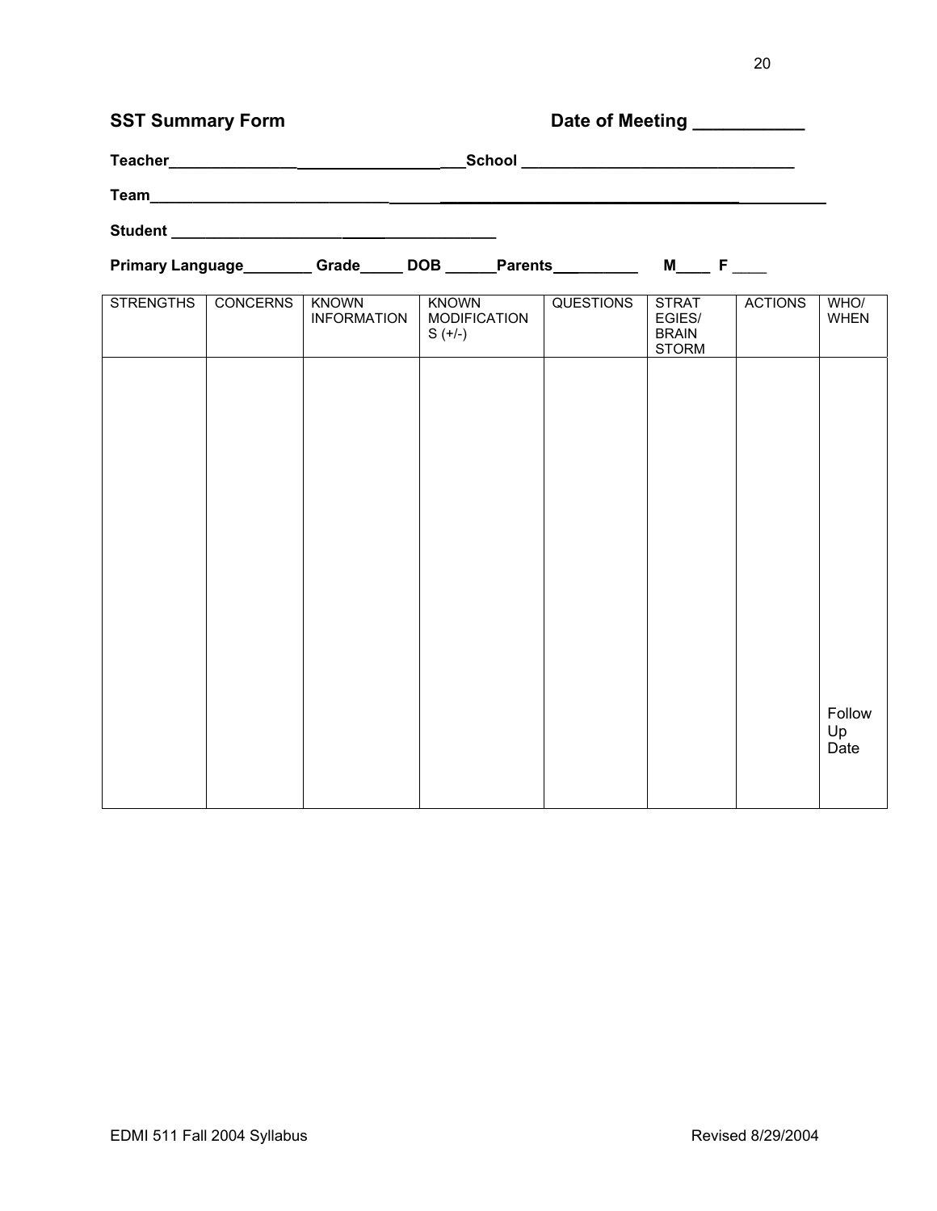**SST Summary Form** **Date of Meeting \_\_\_\_\_\_\_\_\_\_\_**

**Teacher\_\_\_\_\_\_\_\_\_\_\_\_\_\_\_\_\_\_\_\_\_\_\_\_\_\_\_\_\_\_\_\_\_\_\_School \_\_\_\_\_\_\_\_\_\_\_\_\_\_\_\_\_\_\_\_\_\_\_\_\_\_\_\_\_\_\_**

**Team\_\_\_\_\_\_\_\_\_\_\_\_\_\_\_\_\_\_\_\_\_\_\_\_\_\_\_\_\_\_\_\_\_\_\_\_\_\_\_\_\_\_\_\_\_\_\_\_\_\_\_\_\_\_\_\_\_\_\_\_\_\_\_\_\_\_\_\_\_\_\_\_\_\_\_\_\_**

**Student \_\_\_\_\_\_\_\_\_\_\_\_\_\_\_\_\_\_\_\_\_\_\_\_\_\_\_\_\_\_\_\_\_\_\_\_**

**Primary Language\_\_\_\_\_\_\_\_ Grade\_\_\_\_\_ DOB \_\_\_\_\_\_Parents\_\_\_\_\_\_\_\_\_\_ M\_\_\_\_ F \_\_\_\_**

| STRENGTHS | CONCERNS | KNOWN INFORMATION | KNOWN MODIFICATIONS (+/-) | QUESTIONS | STRATEGIES/ BRAIN STORM | ACTIONS | WHO/ WHEN |
|---|---|---|---|---|---|---|---|
| | | | | | | | Follow Up Date |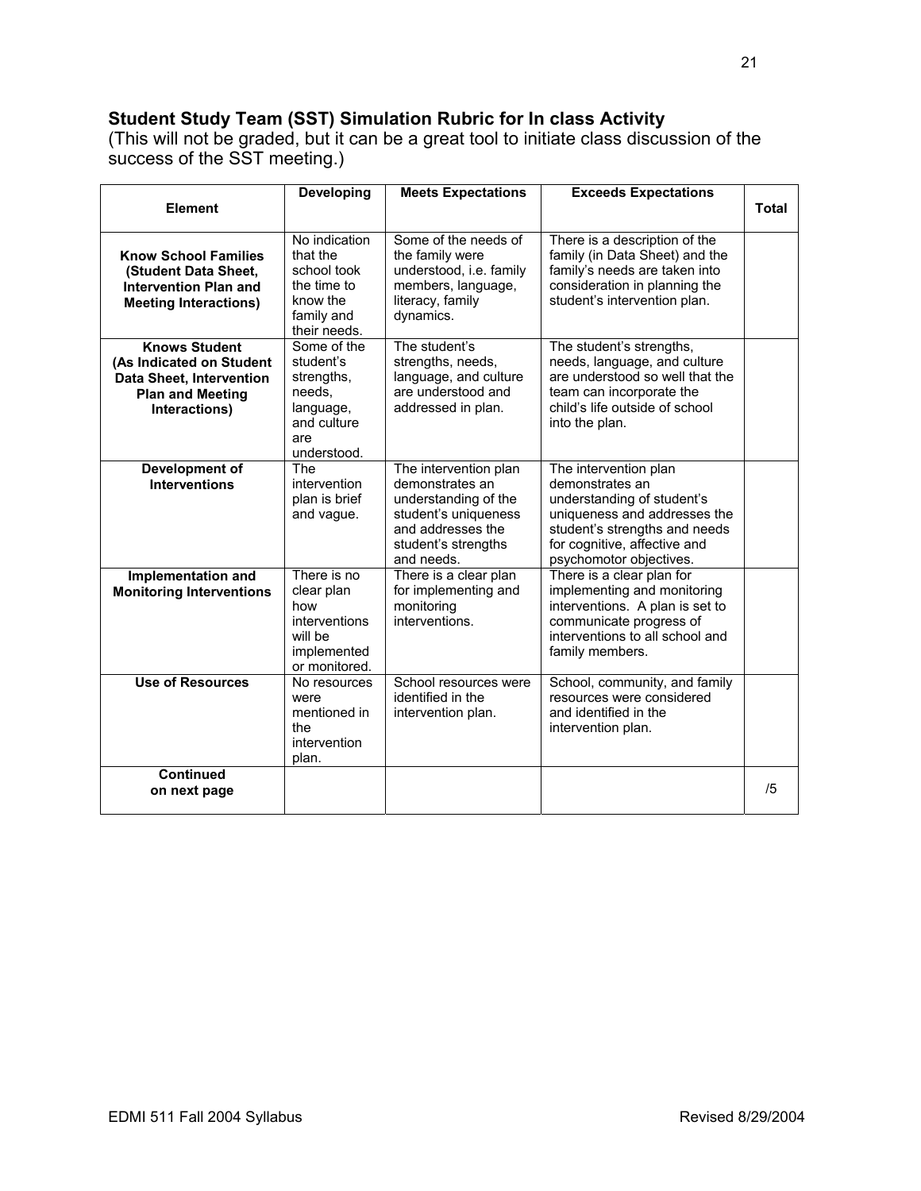## Student Study Team (SST) Simulation Rubric for In class Activity

(This will not be graded, but it can be a great tool to initiate class discussion of the success of the SST meeting.)

| Element | Developing | Meets Expectations | Exceeds Expectations | Total |
|---|---|---|---|---|
| **Know School Families (Student Data Sheet, Intervention Plan and Meeting Interactions)** | No indication that the school took the time to know the family and their needs. | Some of the needs of the family were understood, i.e. family members, language, literacy, family dynamics. | There is a description of the family (in Data Sheet) and the family's needs are taken into consideration in planning the student's intervention plan. | |
| **Knows Student (As Indicated on Student Data Sheet, Intervention Plan and Meeting Interactions)** | Some of the student's strengths, needs, language, and culture are understood. | The student's strengths, needs, language, and culture are understood and addressed in plan. | The student's strengths, needs, language, and culture are understood so well that the team can incorporate the child's life outside of school into the plan. | |
| **Development of Interventions** | The intervention plan is brief and vague. | The intervention plan demonstrates an understanding of the student's uniqueness and addresses the student's strengths and needs. | The intervention plan demonstrates an understanding of student's uniqueness and addresses the student's strengths and needs for cognitive, affective and psychomotor objectives. | |
| **Implementation and Monitoring Interventions** | There is no clear plan how interventions will be implemented or monitored. | There is a clear plan for implementing and monitoring interventions. | There is a clear plan for implementing and monitoring interventions. A plan is set to communicate progress of interventions to all school and family members. | |
| **Use of Resources** | No resources were mentioned in the intervention plan. | School resources were identified in the intervention plan. | School, community, and family resources were considered and identified in the intervention plan. | |
| **Continued on next page** | | | | /5 |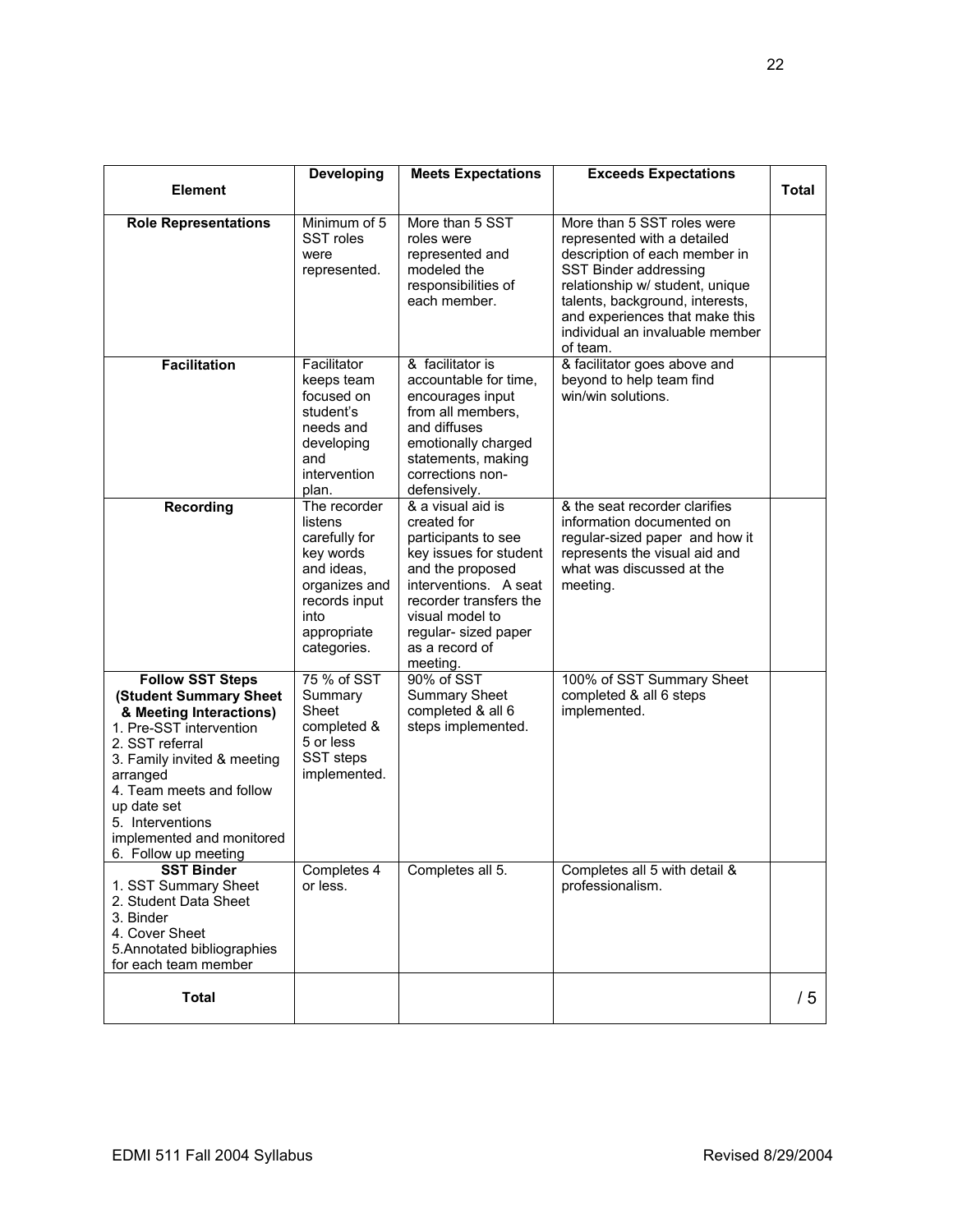| Element | Developing | Meets Expectations | Exceeds Expectations | Total |
|---|---|---|---|---|
| **Role Representations** | Minimum of 5 SST roles were represented. | More than 5 SST roles were represented and modeled the responsibilities of each member. | More than 5 SST roles were represented with a detailed description of each member in SST Binder addressing relationship w/ student, unique talents, background, interests, and experiences that make this individual an invaluable member of team. | |
| **Facilitation** | Facilitator keeps team focused on student's needs and developing and intervention plan. | & facilitator is accountable for time, encourages input from all members, and diffuses emotionally charged statements, making corrections non-defensively. | & facilitator goes above and beyond to help team find win/win solutions. | |
| **Recording** | The recorder listens carefully for key words and ideas, organizes and records input into appropriate categories. | & a visual aid is created for participants to see key issues for student and the proposed interventions. A seat recorder transfers the visual model to regular- sized paper as a record of meeting. | & the seat recorder clarifies information documented on regular-sized paper and how it represents the visual aid and what was discussed at the meeting. | |
| **Follow SST Steps (Student Summary Sheet & Meeting Interactions)** 1. Pre-SST intervention 2. SST referral 3. Family invited & meeting arranged 4. Team meets and follow up date set 5. Interventions implemented and monitored 6. Follow up meeting | 75 % of SST Summary Sheet completed & 5 or less SST steps implemented. | 90% of SST Summary Sheet completed & all 6 steps implemented. | 100% of SST Summary Sheet completed & all 6 steps implemented. | |
| **SST Binder** 1. SST Summary Sheet 2. Student Data Sheet 3. Binder 4. Cover Sheet 5. Annotated bibliographies for each team member | Completes 4 or less. | Completes all 5. | Completes all 5 with detail & professionalism. | |
| **Total** | | | | / 5 |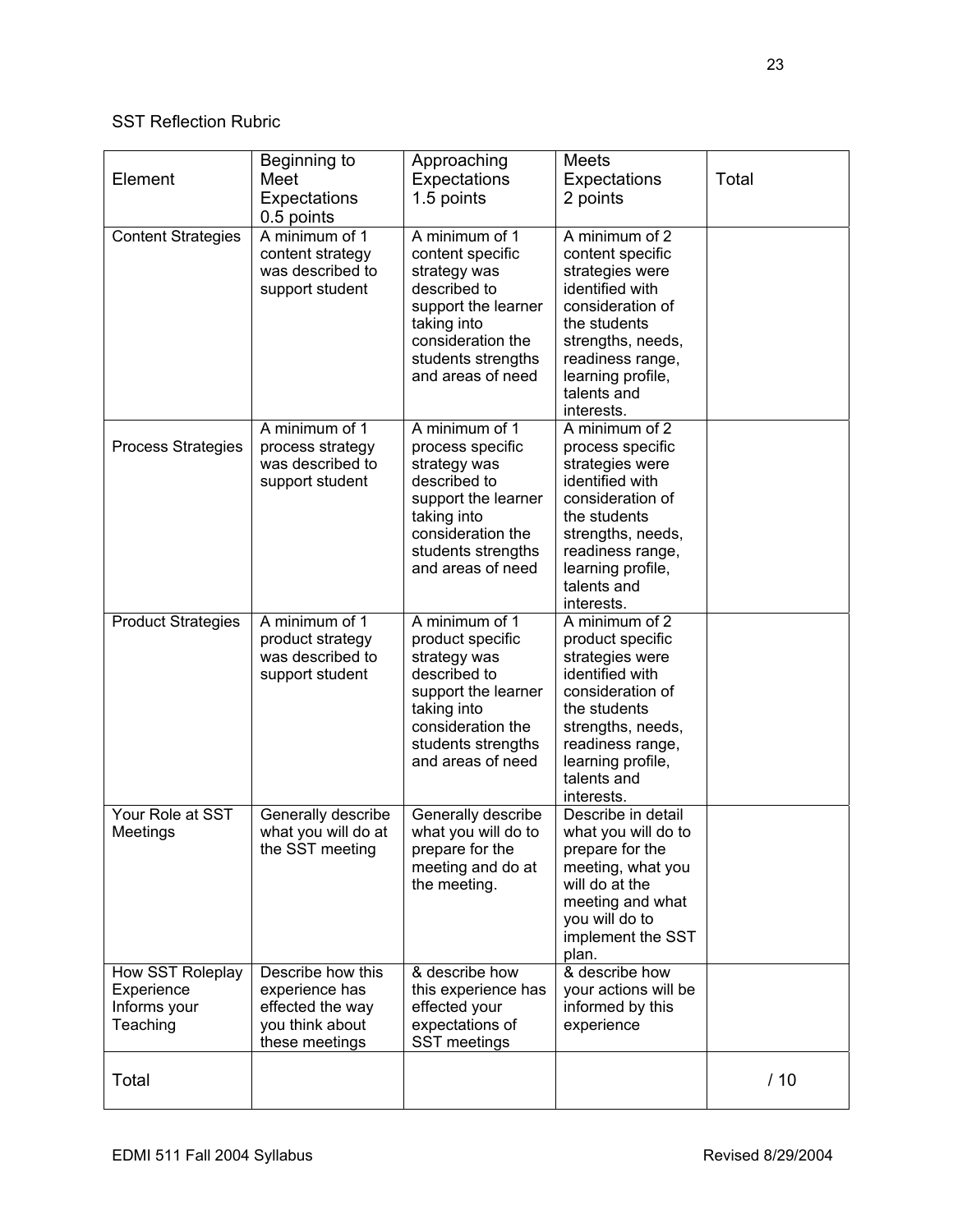SST Reflection Rubric

| Element | Beginning to Meet Expectations 0.5 points | Approaching Expectations 1.5 points | Meets Expectations 2 points | Total |
|---|---|---|---|---|
| Content Strategies | A minimum of 1 content strategy was described to support student | A minimum of 1 content specific strategy was described to support the learner taking into consideration the students strengths and areas of need | A minimum of 2 content specific strategies were identified with consideration of the students strengths, needs, readiness range, learning profile, talents and interests. | |
| Process Strategies | A minimum of 1 process strategy was described to support student | A minimum of 1 process specific strategy was described to support the learner taking into consideration the students strengths and areas of need | A minimum of 2 process specific strategies were identified with consideration of the students strengths, needs, readiness range, learning profile, talents and interests. | |
| Product Strategies | A minimum of 1 product strategy was described to support student | A minimum of 1 product specific strategy was described to support the learner taking into consideration the students strengths and areas of need | A minimum of 2 product specific strategies were identified with consideration of the students strengths, needs, readiness range, learning profile, talents and interests. | |
| Your Role at SST Meetings | Generally describe what you will do at the SST meeting | Generally describe what you will do to prepare for the meeting and do at the meeting. | Describe in detail what you will do to prepare for the meeting, what you will do at the meeting and what you will do to implement the SST plan. | |
| How SST Roleplay Experience Informs your Teaching | Describe how this experience has effected the way you think about these meetings | & describe how this experience has effected your expectations of SST meetings | & describe how your actions will be informed by this experience | |
| Total | | | | / 10 |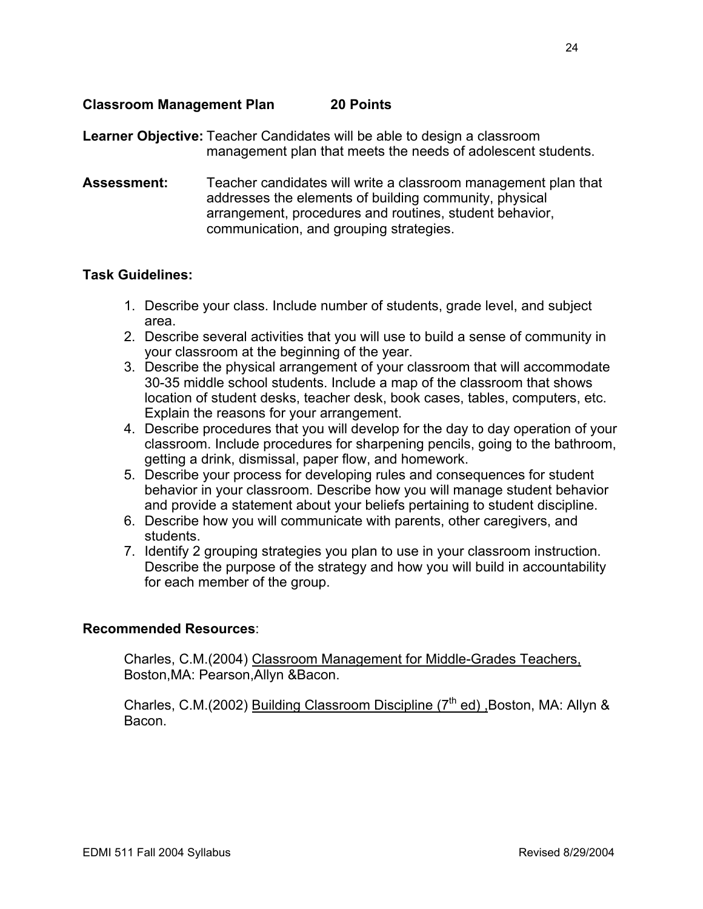**Classroom Management Plan 20 Points**

**Learner Objective:** Teacher Candidates will be able to design a classroom management plan that meets the needs of adolescent students.

**Assessment:** Teacher candidates will write a classroom management plan that addresses the elements of building community, physical arrangement, procedures and routines, student behavior, communication, and grouping strategies.

**Task Guidelines:**

1. Describe your class. Include number of students, grade level, and subject area.
2. Describe several activities that you will use to build a sense of community in your classroom at the beginning of the year.
3. Describe the physical arrangement of your classroom that will accommodate 30-35 middle school students. Include a map of the classroom that shows location of student desks, teacher desk, book cases, tables, computers, etc. Explain the reasons for your arrangement.
4. Describe procedures that you will develop for the day to day operation of your classroom. Include procedures for sharpening pencils, going to the bathroom, getting a drink, dismissal, paper flow, and homework.
5. Describe your process for developing rules and consequences for student behavior in your classroom. Describe how you will manage student behavior and provide a statement about your beliefs pertaining to student discipline.
6. Describe how you will communicate with parents, other caregivers, and students.
7. Identify 2 grouping strategies you plan to use in your classroom instruction. Describe the purpose of the strategy and how you will build in accountability for each member of the group.

**Recommended Resources**:

Charles, C.M.(2004) Classroom Management for Middle-Grades Teachers, Boston,MA: Pearson,Allyn &Bacon.

Charles, C.M.(2002) Building Classroom Discipline (7th ed) ,Boston, MA: Allyn & Bacon.